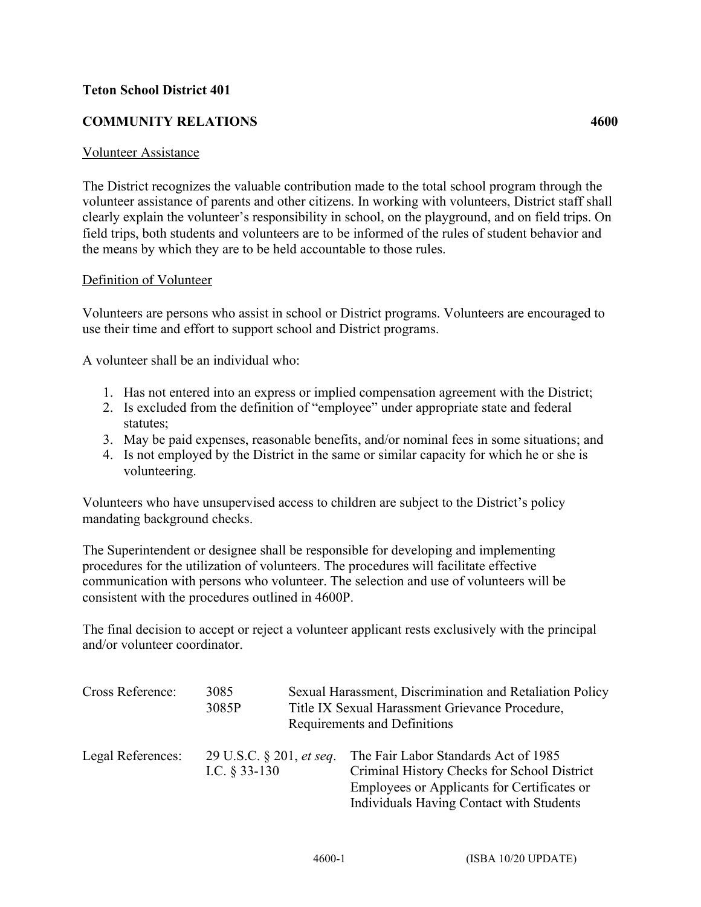**Teton School District 401**

## COMMUNITY RELATIONS 4600

Volunteer Assistance

The District recognizes the valuable contribution made to the total school program through the volunteer assistance of parents and other citizens. In working with volunteers, District staff shall clearly explain the volunteer's responsibility in school, on the playground, and on field trips. On field trips, both students and volunteers are to be informed of the rules of student behavior and the means by which they are to be held accountable to those rules.

Definition of Volunteer

Volunteers are persons who assist in school or District programs. Volunteers are encouraged to use their time and effort to support school and District programs.

A volunteer shall be an individual who:

1. Has not entered into an express or implied compensation agreement with the District;
2. Is excluded from the definition of "employee" under appropriate state and federal statutes;
3. May be paid expenses, reasonable benefits, and/or nominal fees in some situations; and
4. Is not employed by the District in the same or similar capacity for which he or she is volunteering.

Volunteers who have unsupervised access to children are subject to the District's policy mandating background checks.

The Superintendent or designee shall be responsible for developing and implementing procedures for the utilization of volunteers. The procedures will facilitate effective communication with persons who volunteer. The selection and use of volunteers will be consistent with the procedures outlined in 4600P.

The final decision to accept or reject a volunteer applicant rests exclusively with the principal and/or volunteer coordinator.

| | | |
|---|---|---|
| Cross Reference: | 3085 | Sexual Harassment, Discrimination and Retaliation Policy |
| | 3085P | Title IX Sexual Harassment Grievance Procedure, Requirements and Definitions |

| | | |
|---|---|---|
| Legal References: | 29 U.S.C. § 201, *et seq*. | The Fair Labor Standards Act of 1985 |
| | I.C. § 33-130 | Criminal History Checks for School District Employees or Applicants for Certificates or Individuals Having Contact with Students |

(ISBA 10/20 UPDATE)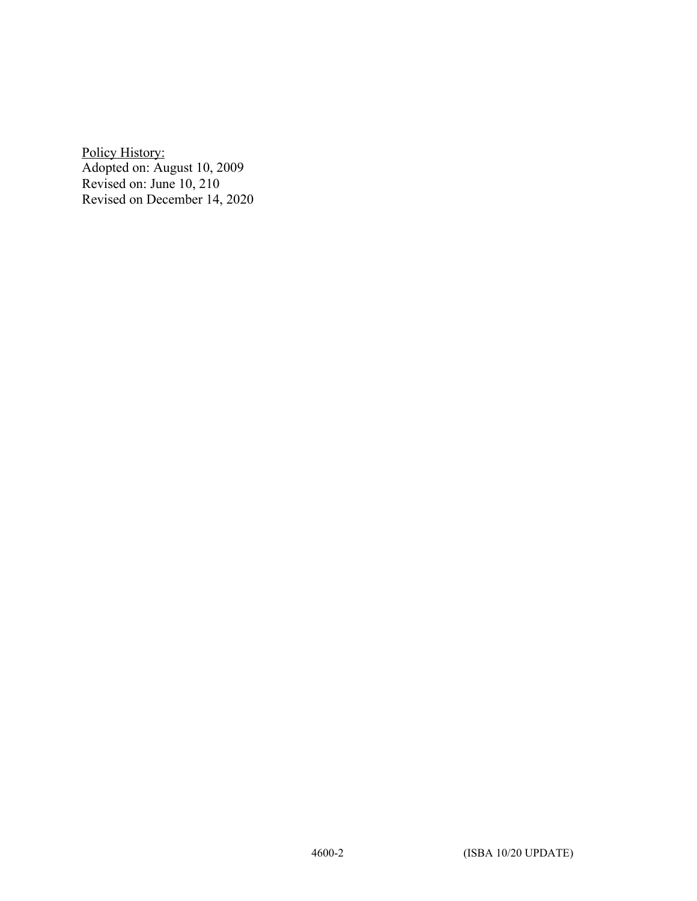Policy History:
Adopted on: August 10, 2009
Revised on: June 10, 210
Revised on December 14, 2020